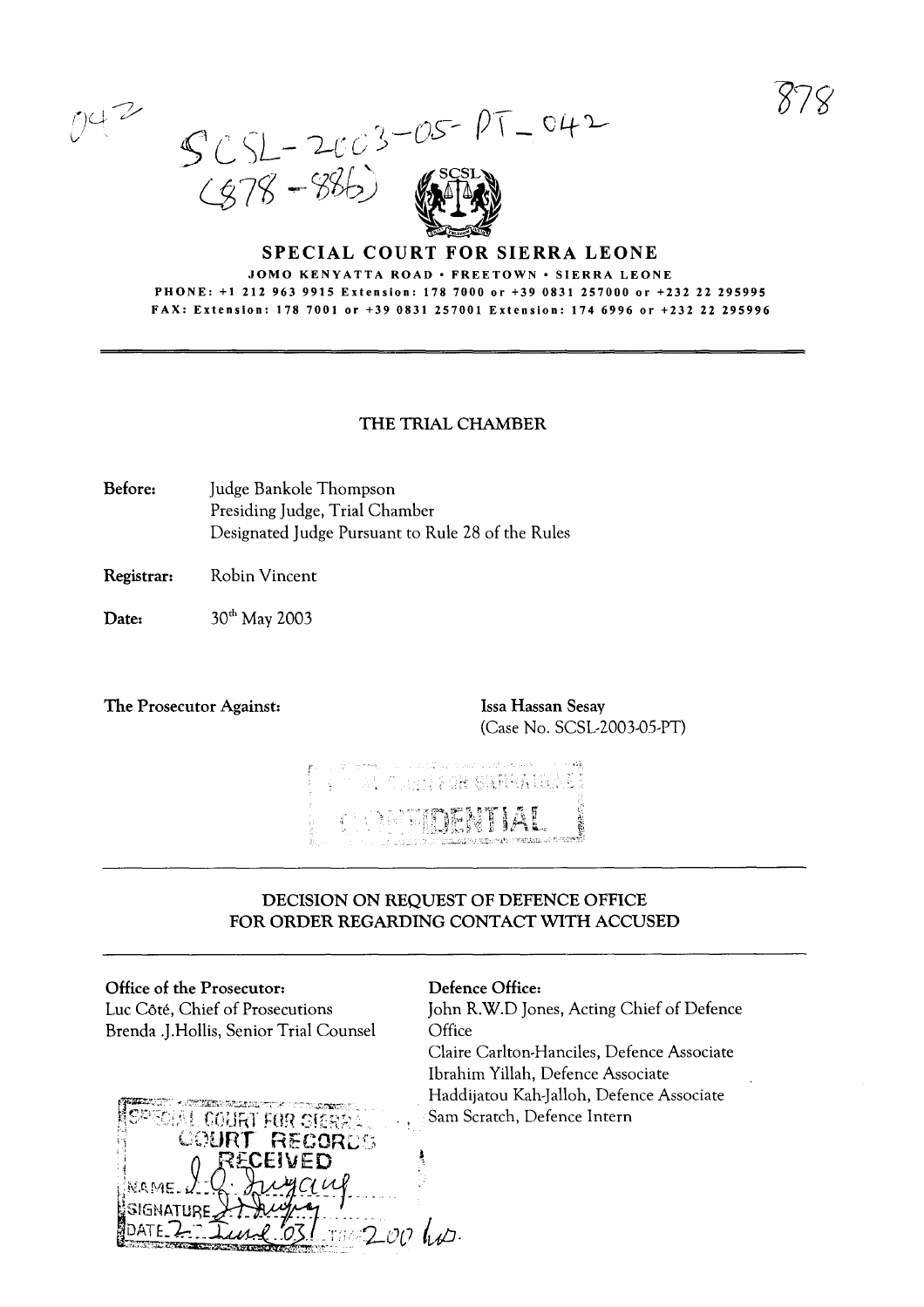SCSL-2003-05-PT-042
(878-886)

# SPECIAL COURT FOR SIERRA LEONE

JOMO KENYATTA ROAD • FREETOWN • SIERRA LEONE

PHONE: +1 212 963 9915 Extension: 178 7000 or +39 0831 257000 or +232 22 295995

FAX: Extension: 178 7001 or +39 0831 257001 Extension: 174 6996 or +232 22 295996

## THE TRIAL CHAMBER

**Before:** Judge Bankole Thompson
Presiding Judge, Trial Chamber
Designated Judge Pursuant to Rule 28 of the Rules

**Registrar:** Robin Vincent

**Date:** 30th May 2003

**The Prosecutor Against:** Issa Hassan Sesay
(Case No. SCSL-2003-05-PT)

CONFIDENTIAL

## DECISION ON REQUEST OF DEFENCE OFFICE FOR ORDER REGARDING CONTACT WITH ACCUSED

**Office of the Prosecutor:**
Luc Côté, Chief of Prosecutions
Brenda .J.Hollis, Senior Trial Counsel

**Defence Office:**
John R.W.D Jones, Acting Chief of Defence Office
Claire Carlton-Hanciles, Defence Associate
Ibrahim Yillah, Defence Associate
Haddijatou Kah-Jalloh, Defence Associate
Sam Scratch, Defence Intern

SPECIAL COURT FOR SIERRA LEONE
COURT RECORDS
RECEIVED
NAME: ...
SIGNATURE: ...
DATE: 2 June 03 TIME: 2:00 hrs.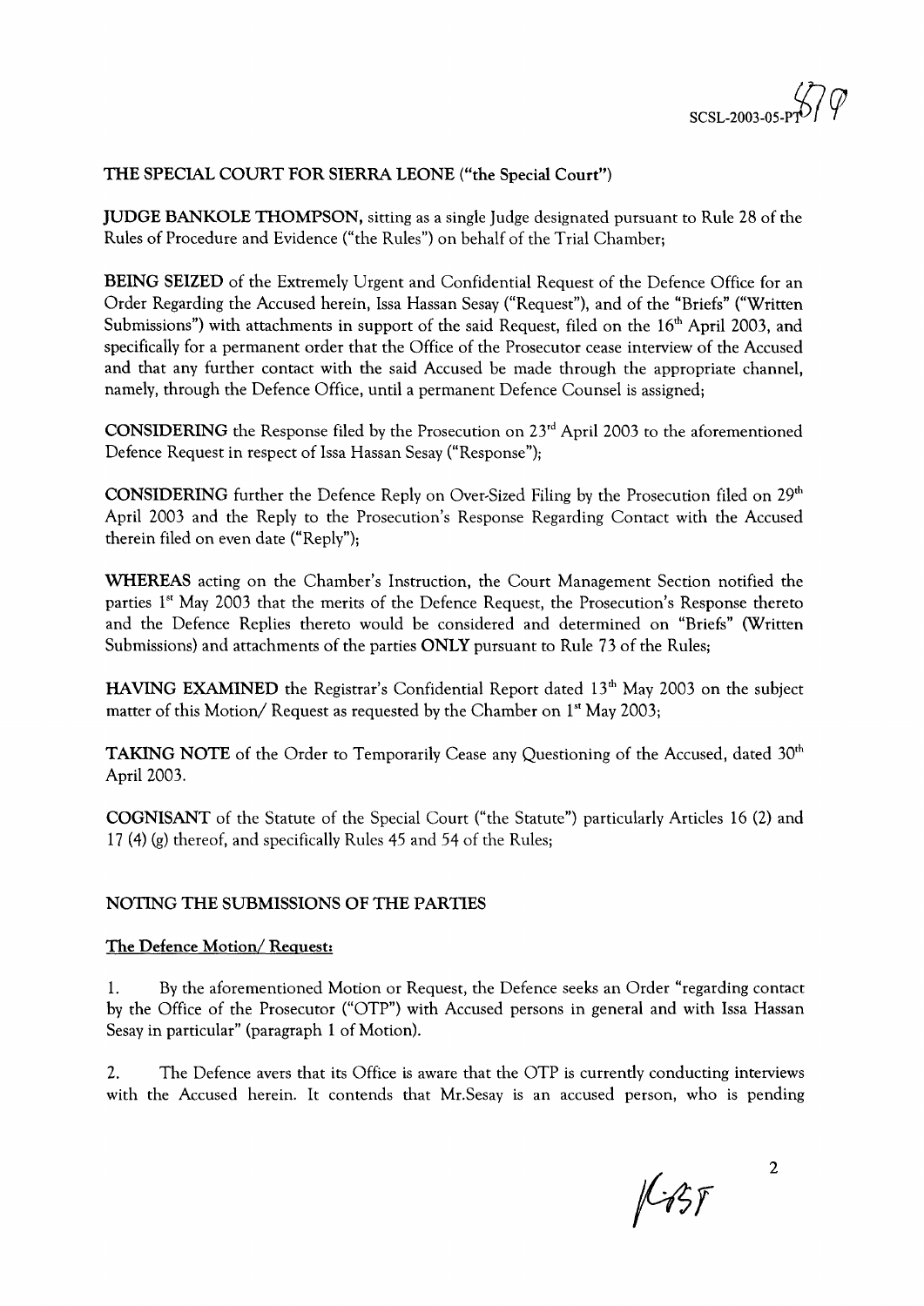**THE SPECIAL COURT FOR SIERRA LEONE ("the Special Court")**

**JUDGE BANKOLE THOMPSON,** sitting as a single Judge designated pursuant to Rule 28 of the Rules of Procedure and Evidence ("the Rules") on behalf of the Trial Chamber;

**BEING SEIZED** of the Extremely Urgent and Confidential Request of the Defence Office for an Order Regarding the Accused herein, Issa Hassan Sesay ("Request"), and of the "Briefs" ("Written Submissions") with attachments in support of the said Request, filed on the 16th April 2003, and specifically for a permanent order that the Office of the Prosecutor cease interview of the Accused and that any further contact with the said Accused be made through the appropriate channel, namely, through the Defence Office, until a permanent Defence Counsel is assigned;

**CONSIDERING** the Response filed by the Prosecution on 23rd April 2003 to the aforementioned Defence Request in respect of Issa Hassan Sesay ("Response");

**CONSIDERING** further the Defence Reply on Over-Sized Filing by the Prosecution filed on 29th April 2003 and the Reply to the Prosecution's Response Regarding Contact with the Accused therein filed on even date ("Reply");

**WHEREAS** acting on the Chamber's Instruction, the Court Management Section notified the parties 1st May 2003 that the merits of the Defence Request, the Prosecution's Response thereto and the Defence Replies thereto would be considered and determined on "Briefs" (Written Submissions) and attachments of the parties **ONLY** pursuant to Rule 73 of the Rules;

**HAVING EXAMINED** the Registrar's Confidential Report dated 13th May 2003 on the subject matter of this Motion/ Request as requested by the Chamber on 1st May 2003;

**TAKING NOTE** of the Order to Temporarily Cease any Questioning of the Accused, dated 30th April 2003.

**COGNISANT** of the Statute of the Special Court ("the Statute") particularly Articles 16 (2) and 17 (4) (g) thereof, and specifically Rules 45 and 54 of the Rules;

**NOTING THE SUBMISSIONS OF THE PARTIES**

**The Defence Motion/ Request:**

1. By the aforementioned Motion or Request, the Defence seeks an Order "regarding contact by the Office of the Prosecutor ("OTP") with Accused persons in general and with Issa Hassan Sesay in particular" (paragraph 1 of Motion).

2. The Defence avers that its Office is aware that the OTP is currently conducting interviews with the Accused herein. It contends that Mr.Sesay is an accused person, who is pending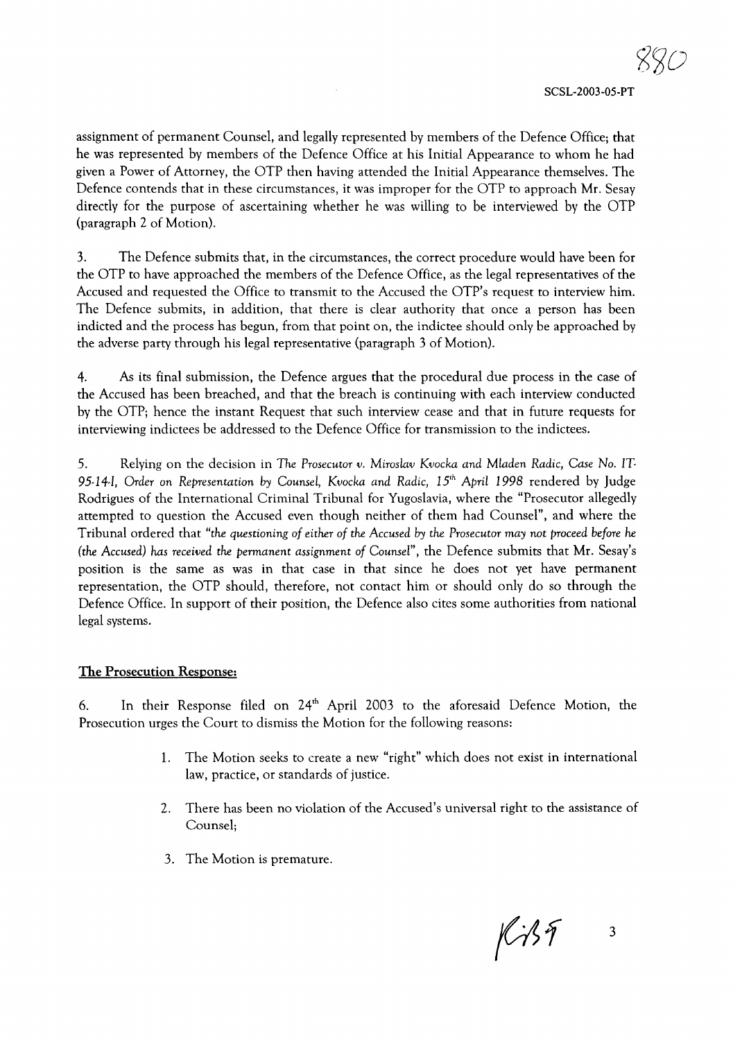assignment of permanent Counsel, and legally represented by members of the Defence Office; that he was represented by members of the Defence Office at his Initial Appearance to whom he had given a Power of Attorney, the OTP then having attended the Initial Appearance themselves. The Defence contends that in these circumstances, it was improper for the OTP to approach Mr. Sesay directly for the purpose of ascertaining whether he was willing to be interviewed by the OTP (paragraph 2 of Motion).

3. The Defence submits that, in the circumstances, the correct procedure would have been for the OTP to have approached the members of the Defence Office, as the legal representatives of the Accused and requested the Office to transmit to the Accused the OTP's request to interview him. The Defence submits, in addition, that there is clear authority that once a person has been indicted and the process has begun, from that point on, the indictee should only be approached by the adverse party through his legal representative (paragraph 3 of Motion).

4. As its final submission, the Defence argues that the procedural due process in the case of the Accused has been breached, and that the breach is continuing with each interview conducted by the OTP; hence the instant Request that such interview cease and that in future requests for interviewing indictees be addressed to the Defence Office for transmission to the indictees.

5. Relying on the decision in *The Prosecutor v. Miroslav Kvocka and Mladen Radic, Case No. IT-95-14-I, Order on Representation by Counsel, Kvocka and Radic, 15th April 1998* rendered by Judge Rodrigues of the International Criminal Tribunal for Yugoslavia, where the "Prosecutor allegedly attempted to question the Accused even though neither of them had Counsel", and where the Tribunal ordered that *"the questioning of either of the Accused by the Prosecutor may not proceed before he (the Accused) has received the permanent assignment of Counsel"*, the Defence submits that Mr. Sesay's position is the same as was in that case in that since he does not yet have permanent representation, the OTP should, therefore, not contact him or should only do so through the Defence Office. In support of their position, the Defence also cites some authorities from national legal systems.

**The Prosecution Response:**

6. In their Response filed on 24th April 2003 to the aforesaid Defence Motion, the Prosecution urges the Court to dismiss the Motion for the following reasons:

1. The Motion seeks to create a new "right" which does not exist in international law, practice, or standards of justice.

2. There has been no violation of the Accused's universal right to the assistance of Counsel;

3. The Motion is premature.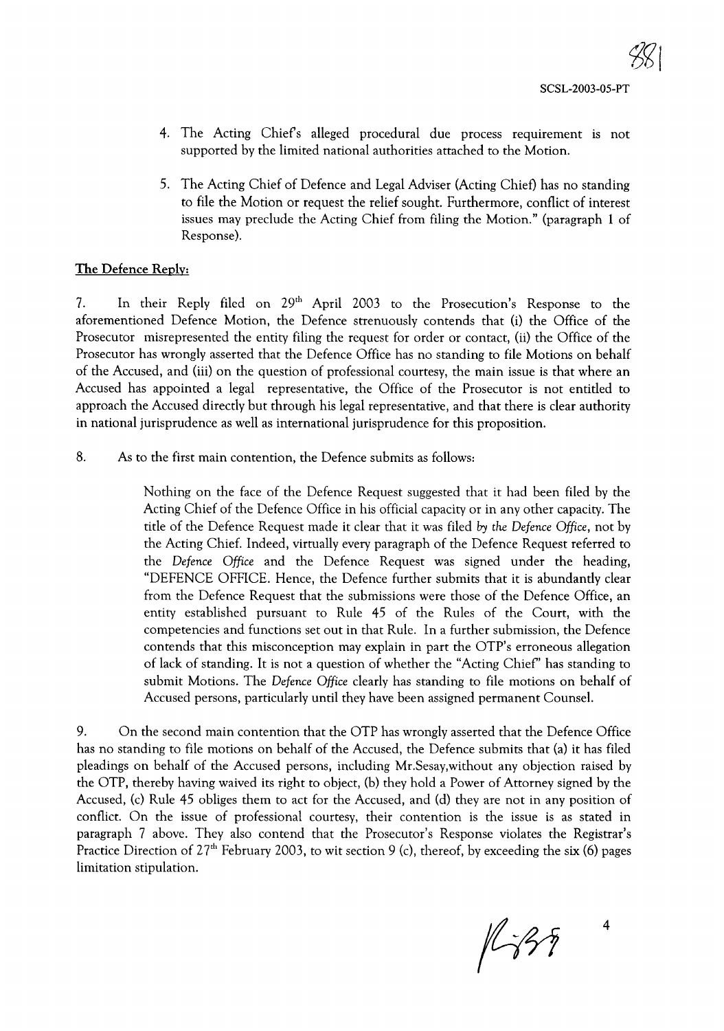4. The Acting Chief's alleged procedural due process requirement is not supported by the limited national authorities attached to the Motion.

5. The Acting Chief of Defence and Legal Adviser (Acting Chief) has no standing to file the Motion or request the relief sought. Furthermore, conflict of interest issues may preclude the Acting Chief from filing the Motion." (paragraph 1 of Response).

**The Defence Reply:**

7. In their Reply filed on 29th April 2003 to the Prosecution's Response to the aforementioned Defence Motion, the Defence strenuously contends that (i) the Office of the Prosecutor misrepresented the entity filing the request for order or contact, (ii) the Office of the Prosecutor has wrongly asserted that the Defence Office has no standing to file Motions on behalf of the Accused, and (iii) on the question of professional courtesy, the main issue is that where an Accused has appointed a legal representative, the Office of the Prosecutor is not entitled to approach the Accused directly but through his legal representative, and that there is clear authority in national jurisprudence as well as international jurisprudence for this proposition.

8. As to the first main contention, the Defence submits as follows:

> Nothing on the face of the Defence Request suggested that it had been filed by the Acting Chief of the Defence Office in his official capacity or in any other capacity. The title of the Defence Request made it clear that it was filed *by the Defence Office*, not by the Acting Chief. Indeed, virtually every paragraph of the Defence Request referred to the *Defence Office* and the Defence Request was signed under the heading, "DEFENCE OFFICE. Hence, the Defence further submits that it is abundantly clear from the Defence Request that the submissions were those of the Defence Office, an entity established pursuant to Rule 45 of the Rules of the Court, with the competencies and functions set out in that Rule. In a further submission, the Defence contends that this misconception may explain in part the OTP's erroneous allegation of lack of standing. It is not a question of whether the "Acting Chief" has standing to submit Motions. The *Defence Office* clearly has standing to file motions on behalf of Accused persons, particularly until they have been assigned permanent Counsel.

9. On the second main contention that the OTP has wrongly asserted that the Defence Office has no standing to file motions on behalf of the Accused, the Defence submits that (a) it has filed pleadings on behalf of the Accused persons, including Mr.Sesay,without any objection raised by the OTP, thereby having waived its right to object, (b) they hold a Power of Attorney signed by the Accused, (c) Rule 45 obliges them to act for the Accused, and (d) they are not in any position of conflict. On the issue of professional courtesy, their contention is the issue is as stated in paragraph 7 above. They also contend that the Prosecutor's Response violates the Registrar's Practice Direction of 27th February 2003, to wit section 9 (c), thereof, by exceeding the six (6) pages limitation stipulation.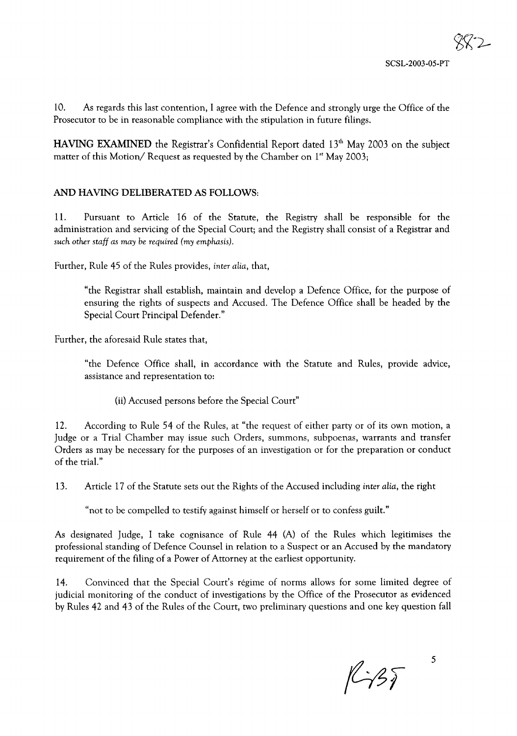10. As regards this last contention, I agree with the Defence and strongly urge the Office of the Prosecutor to be in reasonable compliance with the stipulation in future filings.

**HAVING EXAMINED** the Registrar's Confidential Report dated 13th May 2003 on the subject matter of this Motion/ Request as requested by the Chamber on 1st May 2003;

**AND HAVING DELIBERATED AS FOLLOWS:**

11. Pursuant to Article 16 of the Statute, the Registry shall be responsible for the administration and servicing of the Special Court; and the Registry shall consist of a Registrar and *such other staff as may be required (my emphasis).*

Further, Rule 45 of the Rules provides, *inter alia*, that,

> "the Registrar shall establish, maintain and develop a Defence Office, for the purpose of ensuring the rights of suspects and Accused. The Defence Office shall be headed by the Special Court Principal Defender."

Further, the aforesaid Rule states that,

> "the Defence Office shall, in accordance with the Statute and Rules, provide advice, assistance and representation to:
>
> (ii) Accused persons before the Special Court"

12. According to Rule 54 of the Rules, at "the request of either party or of its own motion, a Judge or a Trial Chamber may issue such Orders, summons, subpoenas, warrants and transfer Orders as may be necessary for the purposes of an investigation or for the preparation or conduct of the trial."

13. Article 17 of the Statute sets out the Rights of the Accused including *inter alia*, the right

> "not to be compelled to testify against himself or herself or to confess guilt."

As designated Judge, I take cognisance of Rule 44 (A) of the Rules which legitimises the professional standing of Defence Counsel in relation to a Suspect or an Accused by the mandatory requirement of the filing of a Power of Attorney at the earliest opportunity.

14. Convinced that the Special Court's régime of norms allows for some limited degree of judicial monitoring of the conduct of investigations by the Office of the Prosecutor as evidenced by Rules 42 and 43 of the Rules of the Court, two preliminary questions and one key question fall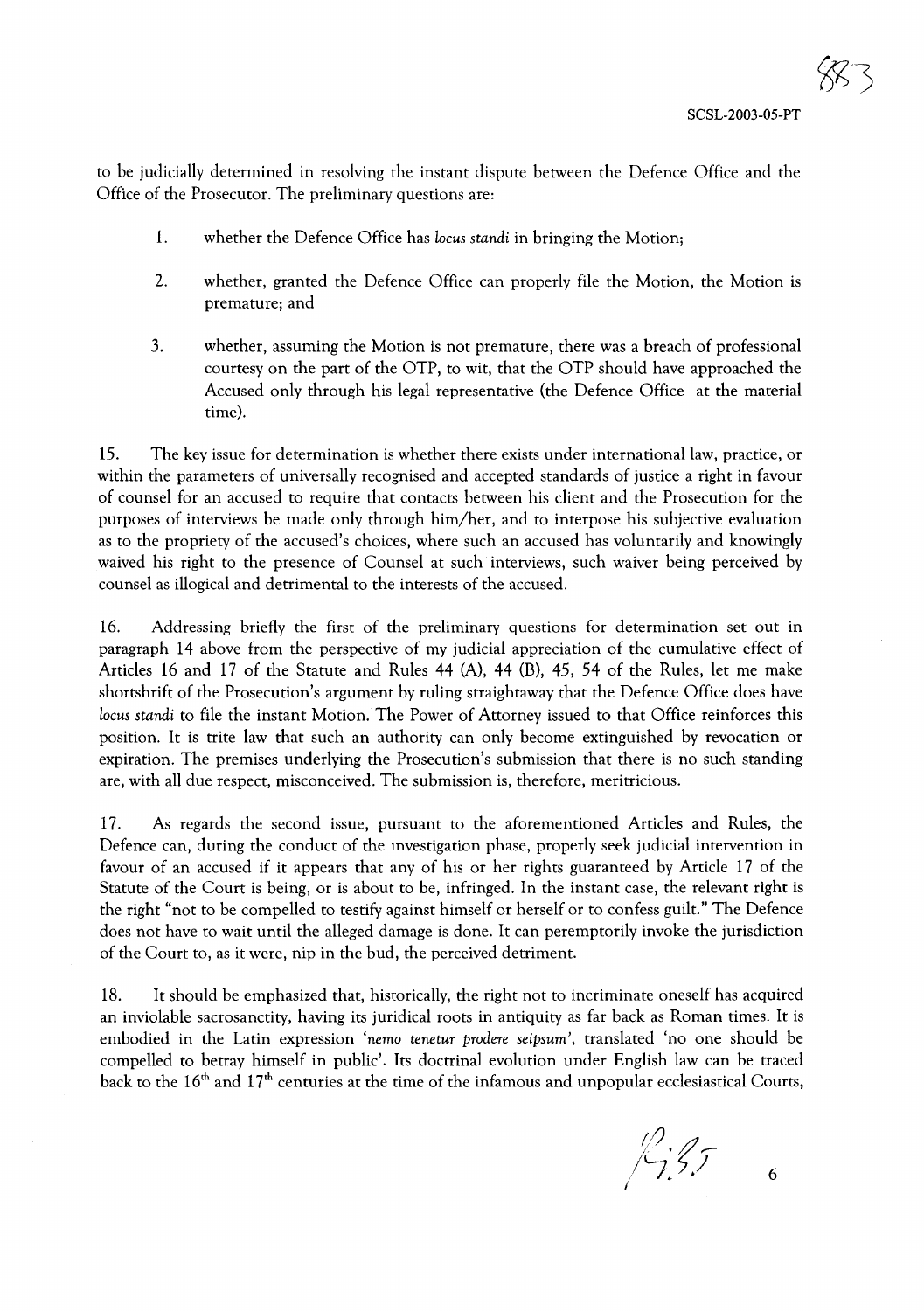to be judicially determined in resolving the instant dispute between the Defence Office and the Office of the Prosecutor. The preliminary questions are:

1. whether the Defence Office has *locus standi* in bringing the Motion;

2. whether, granted the Defence Office can properly file the Motion, the Motion is premature; and

3. whether, assuming the Motion is not premature, there was a breach of professional courtesy on the part of the OTP, to wit, that the OTP should have approached the Accused only through his legal representative (the Defence Office at the material time).

15. The key issue for determination is whether there exists under international law, practice, or within the parameters of universally recognised and accepted standards of justice a right in favour of counsel for an accused to require that contacts between his client and the Prosecution for the purposes of interviews be made only through him/her, and to interpose his subjective evaluation as to the propriety of the accused's choices, where such an accused has voluntarily and knowingly waived his right to the presence of Counsel at such interviews, such waiver being perceived by counsel as illogical and detrimental to the interests of the accused.

16. Addressing briefly the first of the preliminary questions for determination set out in paragraph 14 above from the perspective of my judicial appreciation of the cumulative effect of Articles 16 and 17 of the Statute and Rules 44 (A), 44 (B), 45, 54 of the Rules, let me make shortshrift of the Prosecution's argument by ruling straightaway that the Defence Office does have *locus standi* to file the instant Motion. The Power of Attorney issued to that Office reinforces this position. It is trite law that such an authority can only become extinguished by revocation or expiration. The premises underlying the Prosecution's submission that there is no such standing are, with all due respect, misconceived. The submission is, therefore, meritricious.

17. As regards the second issue, pursuant to the aforementioned Articles and Rules, the Defence can, during the conduct of the investigation phase, properly seek judicial intervention in favour of an accused if it appears that any of his or her rights guaranteed by Article 17 of the Statute of the Court is being, or is about to be, infringed. In the instant case, the relevant right is the right "not to be compelled to testify against himself or herself or to confess guilt." The Defence does not have to wait until the alleged damage is done. It can peremptorily invoke the jurisdiction of the Court to, as it were, nip in the bud, the perceived detriment.

18. It should be emphasized that, historically, the right not to incriminate oneself has acquired an inviolable sacrosanctity, having its juridical roots in antiquity as far back as Roman times. It is embodied in the Latin expression '*nemo tenetur prodere seipsum*', translated 'no one should be compelled to betray himself in public'. Its doctrinal evolution under English law can be traced back to the 16th and 17th centuries at the time of the infamous and unpopular ecclesiastical Courts,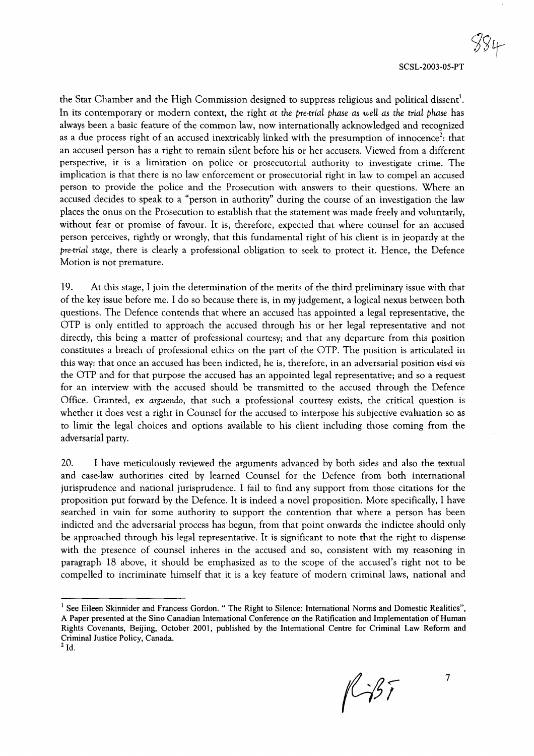the Star Chamber and the High Commission designed to suppress religious and political dissent[1]. In its contemporary or modern context, the right *at the pre-trial phase as well as the trial phase* has always been a basic feature of the common law, now internationally acknowledged and recognized as a due process right of an accused inextricably linked with the presumption of innocence[2]: that an accused person has a right to remain silent before his or her accusers. Viewed from a different perspective, it is a limitation on police or prosecutorial authority to investigate crime. The implication is that there is no law enforcement or prosecutorial right in law to compel an accused person to provide the police and the Prosecution with answers to their questions. Where an accused decides to speak to a "person in authority" during the course of an investigation the law places the onus on the Prosecution to establish that the statement was made freely and voluntarily, without fear or promise of favour. It is, therefore, expected that where counsel for an accused person perceives, rightly or wrongly, that this fundamental right of his client is in jeopardy at the *pre-trial stage*, there is clearly a professional obligation to seek to protect it. Hence, the Defence Motion is not premature.

19. At this stage, I join the determination of the merits of the third preliminary issue with that of the key issue before me. I do so because there is, in my judgement, a logical nexus between both questions. The Defence contends that where an accused has appointed a legal representative, the OTP is only entitled to approach the accused through his or her legal representative and not directly, this being a matter of professional courtesy; and that any departure from this position constitutes a breach of professional ethics on the part of the OTP. The position is articulated in this way: that once an accused has been indicted, he is, therefore, in an adversarial position *vis-à vis* the OTP and for that purpose the accused has an appointed legal representative; and so a request for an interview with the accused should be transmitted to the accused through the Defence Office. Granted, ex *arguendo*, that such a professional courtesy exists, the critical question is whether it does vest a right in Counsel for the accused to interpose his subjective evaluation so as to limit the legal choices and options available to his client including those coming from the adversarial party.

20. I have meticulously reviewed the arguments advanced by both sides and also the textual and case-law authorities cited by learned Counsel for the Defence from both international jurisprudence and national jurisprudence. I fail to find any support from those citations for the proposition put forward by the Defence. It is indeed a novel proposition. More specifically, I have searched in vain for some authority to support the contention that where a person has been indicted and the adversarial process has begun, from that point onwards the indictee should only be approached through his legal representative. It is significant to note that the right to dispense with the presence of counsel inheres in the accused and so, consistent with my reasoning in paragraph 18 above, it should be emphasized as to the scope of the accused's right not to be compelled to incriminate himself that it is a key feature of modern criminal laws, national and

---

[1] See Eileen Skinnider and Francess Gordon. " The Right to Silence: International Norms and Domestic Realities", A Paper presented at the Sino Canadian International Conference on the Ratification and Implementation of Human Rights Covenants, Beijing, October 2001, published by the International Centre for Criminal Law Reform and Criminal Justice Policy, Canada.

[2] Id.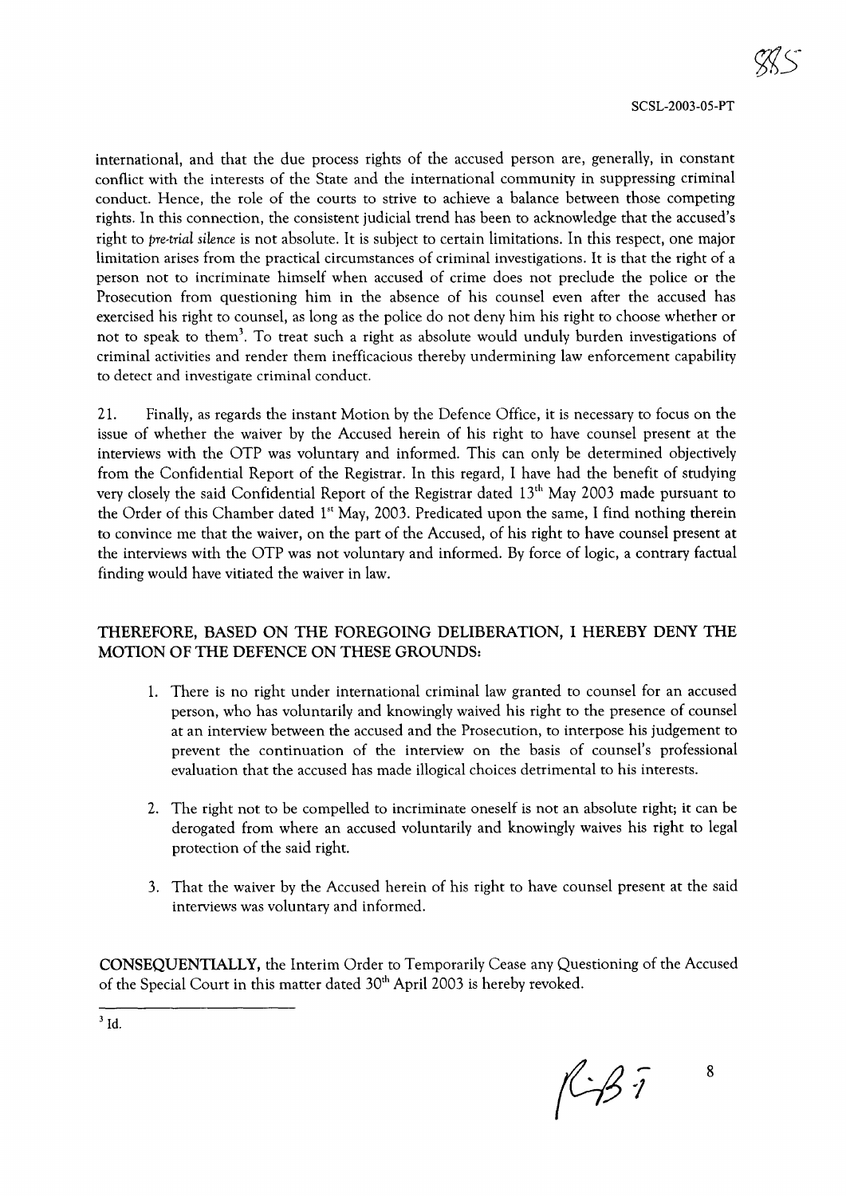international, and that the due process rights of the accused person are, generally, in constant conflict with the interests of the State and the international community in suppressing criminal conduct. Hence, the role of the courts to strive to achieve a balance between those competing rights. In this connection, the consistent judicial trend has been to acknowledge that the accused's right to *pre-trial silence* is not absolute. It is subject to certain limitations. In this respect, one major limitation arises from the practical circumstances of criminal investigations. It is that the right of a person not to incriminate himself when accused of crime does not preclude the police or the Prosecution from questioning him in the absence of his counsel even after the accused has exercised his right to counsel, as long as the police do not deny him his right to choose whether or not to speak to them[3]. To treat such a right as absolute would unduly burden investigations of criminal activities and render them inefficacious thereby undermining law enforcement capability to detect and investigate criminal conduct.

21. Finally, as regards the instant Motion by the Defence Office, it is necessary to focus on the issue of whether the waiver by the Accused herein of his right to have counsel present at the interviews with the OTP was voluntary and informed. This can only be determined objectively from the Confidential Report of the Registrar. In this regard, I have had the benefit of studying very closely the said Confidential Report of the Registrar dated 13th May 2003 made pursuant to the Order of this Chamber dated 1st May, 2003. Predicated upon the same, I find nothing therein to convince me that the waiver, on the part of the Accused, of his right to have counsel present at the interviews with the OTP was not voluntary and informed. By force of logic, a contrary factual finding would have vitiated the waiver in law.

**THEREFORE, BASED ON THE FOREGOING DELIBERATION, I HEREBY DENY THE MOTION OF THE DEFENCE ON THESE GROUNDS:**

1. There is no right under international criminal law granted to counsel for an accused person, who has voluntarily and knowingly waived his right to the presence of counsel at an interview between the accused and the Prosecution, to interpose his judgement to prevent the continuation of the interview on the basis of counsel's professional evaluation that the accused has made illogical choices detrimental to his interests.

2. The right not to be compelled to incriminate oneself is not an absolute right; it can be derogated from where an accused voluntarily and knowingly waives his right to legal protection of the said right.

3. That the waiver by the Accused herein of his right to have counsel present at the said interviews was voluntary and informed.

**CONSEQUENTIALLY,** the Interim Order to Temporarily Cease any Questioning of the Accused of the Special Court in this matter dated 30th April 2003 is hereby revoked.

---

[3] Id.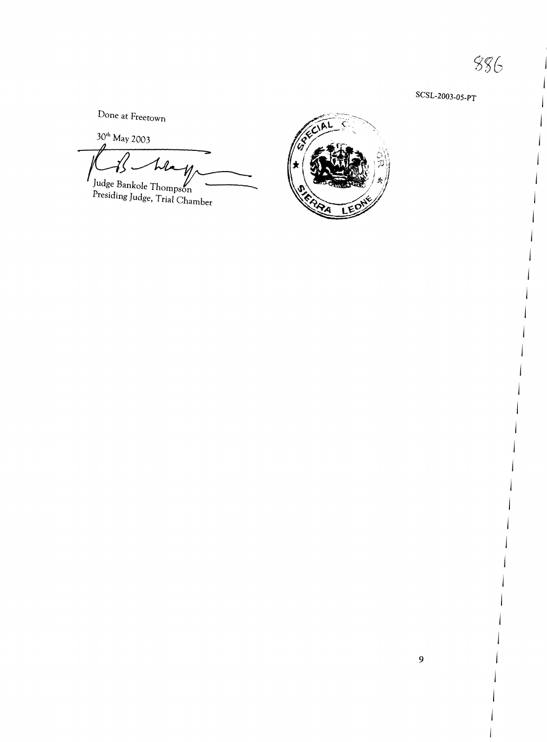Done at Freetown

30th May 2003

Judge Bankole Thompson
Presiding Judge, Trial Chamber